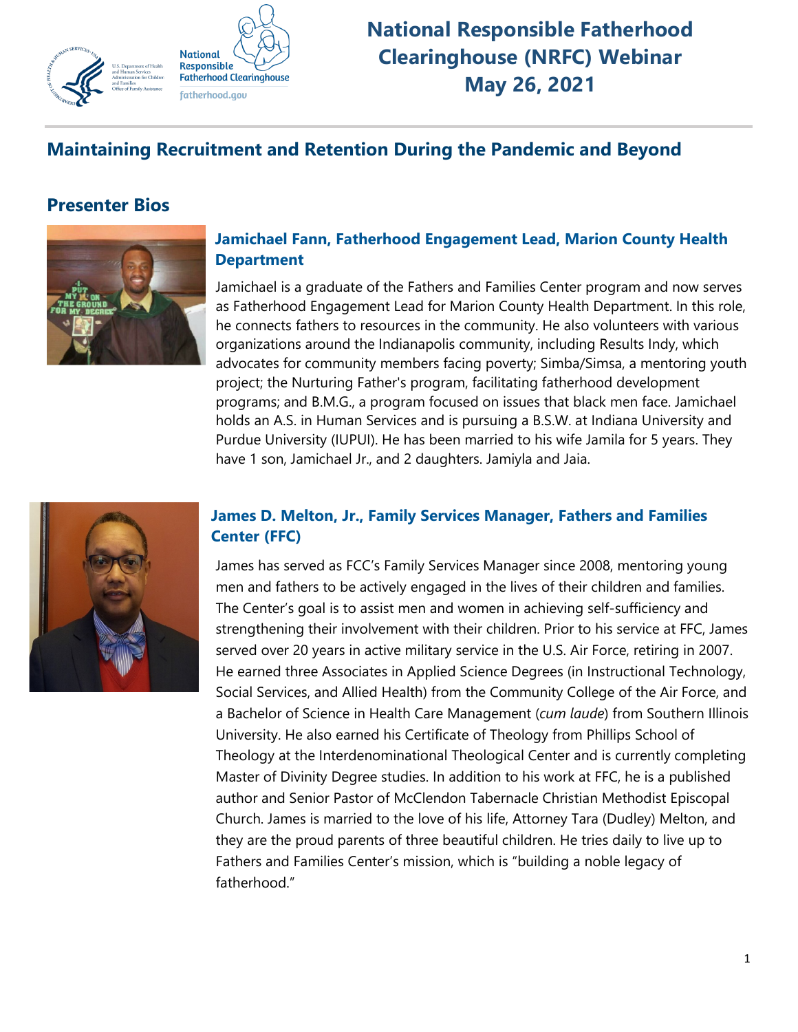# National Responsible Fatherhood Clearinghouse (NRFC) Webinar May 26, 2021

## Maintaining Recruitment and Retention During the Pandemic and Beyond

## Presenter Bios

### Jamichael Fann, Fatherhood Engagement Lead, Marion County Health Department

Jamichael is a graduate of the Fathers and Families Center program and now serves as Fatherhood Engagement Lead for Marion County Health Department. In this role, he connects fathers to resources in the community. He also volunteers with various organizations around the Indianapolis community, including Results Indy, which advocates for community members facing poverty; Simba/Simsa, a mentoring youth project; the Nurturing Father's program, facilitating fatherhood development programs; and B.M.G., a program focused on issues that black men face. Jamichael holds an A.S. in Human Services and is pursuing a B.S.W. at Indiana University and Purdue University (IUPUI). He has been married to his wife Jamila for 5 years. They have 1 son, Jamichael Jr., and 2 daughters. Jamiyla and Jaia.

### James D. Melton, Jr., Family Services Manager, Fathers and Families Center (FFC)

James has served as FCC's Family Services Manager since 2008, mentoring young men and fathers to be actively engaged in the lives of their children and families. The Center's goal is to assist men and women in achieving self-sufficiency and strengthening their involvement with their children. Prior to his service at FFC, James served over 20 years in active military service in the U.S. Air Force, retiring in 2007. He earned three Associates in Applied Science Degrees (in Instructional Technology, Social Services, and Allied Health) from the Community College of the Air Force, and a Bachelor of Science in Health Care Management (*cum laude*) from Southern Illinois University. He also earned his Certificate of Theology from Phillips School of Theology at the Interdenominational Theological Center and is currently completing Master of Divinity Degree studies. In addition to his work at FFC, he is a published author and Senior Pastor of McClendon Tabernacle Christian Methodist Episcopal Church. James is married to the love of his life, Attorney Tara (Dudley) Melton, and they are the proud parents of three beautiful children. He tries daily to live up to Fathers and Families Center's mission, which is "building a noble legacy of fatherhood."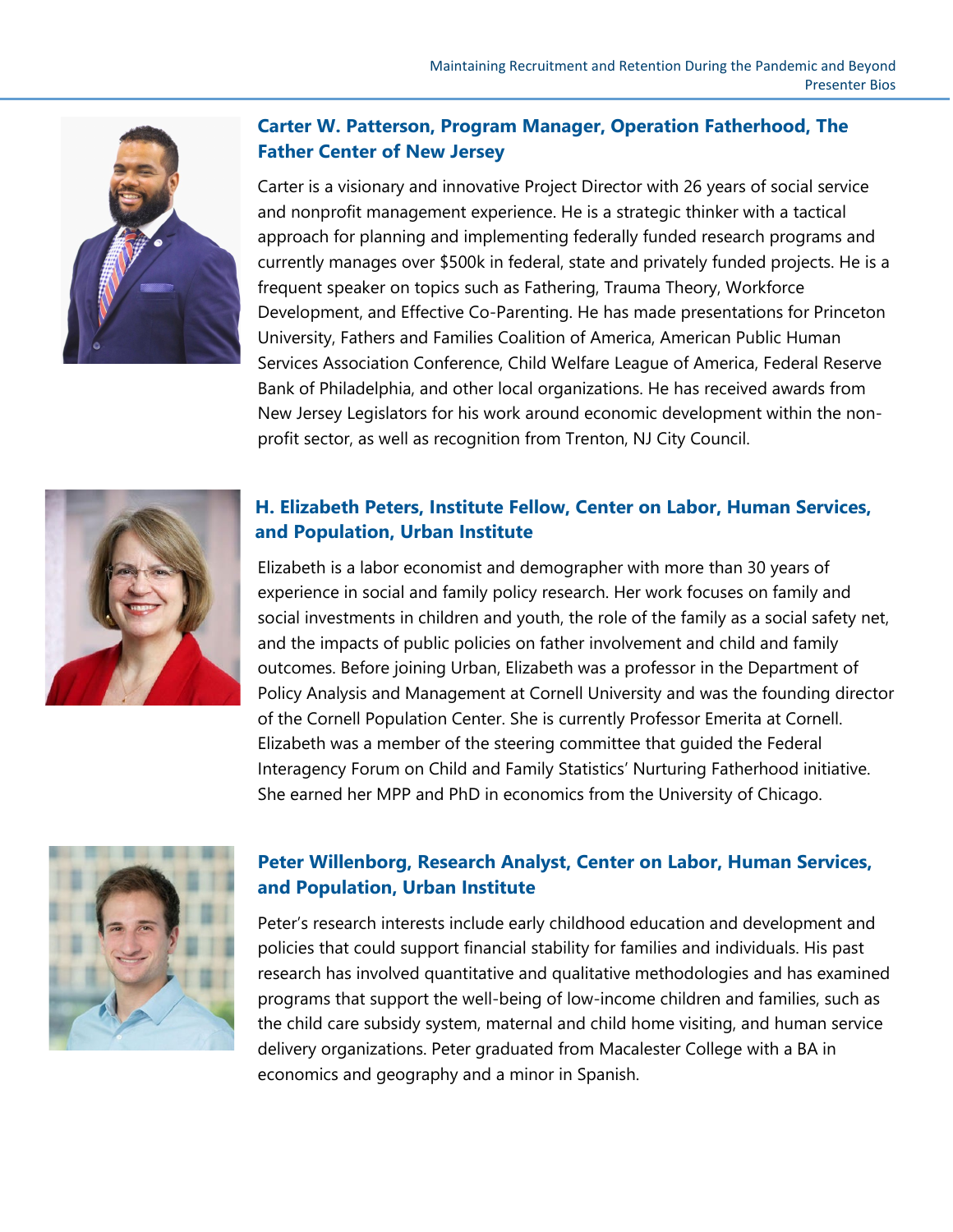## Carter W. Patterson, Program Manager, Operation Fatherhood, The Father Center of New Jersey

Carter is a visionary and innovative Project Director with 26 years of social service and nonprofit management experience. He is a strategic thinker with a tactical approach for planning and implementing federally funded research programs and currently manages over $500k in federal, state and privately funded projects. He is a frequent speaker on topics such as Fathering, Trauma Theory, Workforce Development, and Effective Co-Parenting. He has made presentations for Princeton University, Fathers and Families Coalition of America, American Public Human Services Association Conference, Child Welfare League of America, Federal Reserve Bank of Philadelphia, and other local organizations. He has received awards from New Jersey Legislators for his work around economic development within the non-profit sector, as well as recognition from Trenton, NJ City Council.

## H. Elizabeth Peters, Institute Fellow, Center on Labor, Human Services, and Population, Urban Institute

Elizabeth is a labor economist and demographer with more than 30 years of experience in social and family policy research. Her work focuses on family and social investments in children and youth, the role of the family as a social safety net, and the impacts of public policies on father involvement and child and family outcomes. Before joining Urban, Elizabeth was a professor in the Department of Policy Analysis and Management at Cornell University and was the founding director of the Cornell Population Center. She is currently Professor Emerita at Cornell. Elizabeth was a member of the steering committee that guided the Federal Interagency Forum on Child and Family Statistics' Nurturing Fatherhood initiative. She earned her MPP and PhD in economics from the University of Chicago.

## Peter Willenborg, Research Analyst, Center on Labor, Human Services, and Population, Urban Institute

Peter's research interests include early childhood education and development and policies that could support financial stability for families and individuals. His past research has involved quantitative and qualitative methodologies and has examined programs that support the well-being of low-income children and families, such as the child care subsidy system, maternal and child home visiting, and human service delivery organizations. Peter graduated from Macalester College with a BA in economics and geography and a minor in Spanish.